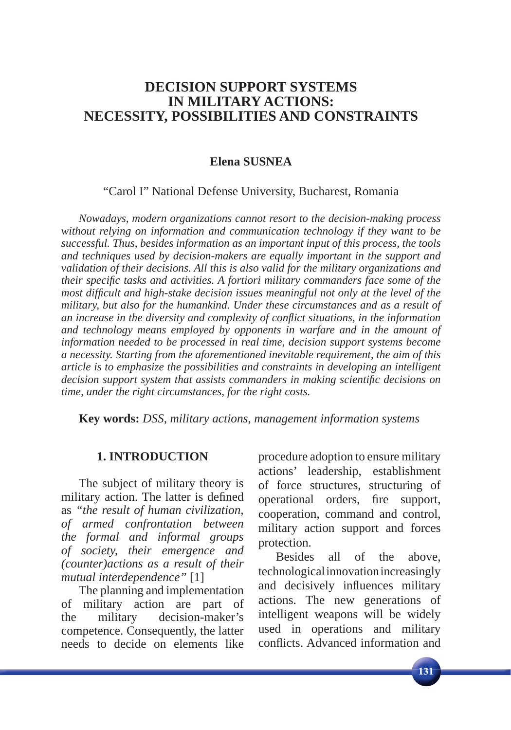# DECISION SUPPORT SYSTEMS IN MILITARY ACTIONS: NECESSITY, POSSIBILITIES AND CONSTRAINTS

**Elena SUSNEA**

"Carol I" National Defense University, Bucharest, Romania

*Nowadays, modern organizations cannot resort to the decision-making process without relying on information and communication technology if they want to be successful. Thus, besides information as an important input of this process, the tools and techniques used by decision-makers are equally important in the support and validation of their decisions. All this is also valid for the military organizations and their specific tasks and activities. A fortiori military commanders face some of the most difficult and high-stake decision issues meaningful not only at the level of the military, but also for the humankind. Under these circumstances and as a result of an increase in the diversity and complexity of conflict situations, in the information and technology means employed by opponents in warfare and in the amount of information needed to be processed in real time, decision support systems become a necessity. Starting from the aforementioned inevitable requirement, the aim of this article is to emphasize the possibilities and constraints in developing an intelligent decision support system that assists commanders in making scientific decisions on time, under the right circumstances, for the right costs.*

**Key words:** *DSS, military actions, management information systems*

## 1. INTRODUCTION

The subject of military theory is military action. The latter is defined as *"the result of human civilization, of armed confrontation between the formal and informal groups of society, their emergence and (counter)actions as a result of their mutual interdependence"* [1]

The planning and implementation of military action are part of the military decision-maker's competence. Consequently, the latter needs to decide on elements like procedure adoption to ensure military actions' leadership, establishment of force structures, structuring of operational orders, fire support, cooperation, command and control, military action support and forces protection.

Besides all of the above, technological innovation increasingly and decisively influences military actions. The new generations of intelligent weapons will be widely used in operations and military conflicts. Advanced information and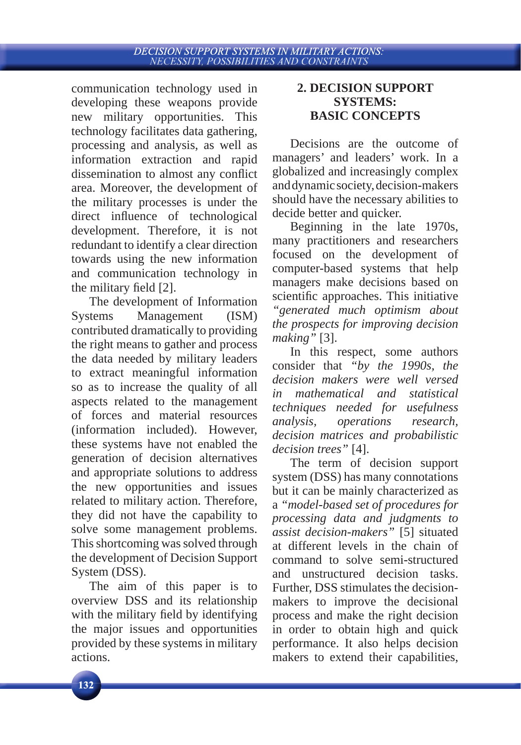communication technology used in developing these weapons provide new military opportunities. This technology facilitates data gathering, processing and analysis, as well as information extraction and rapid dissemination to almost any conflict area. Moreover, the development of the military processes is under the direct influence of technological development. Therefore, it is not redundant to identify a clear direction towards using the new information and communication technology in the military field [2].

The development of Information Systems Management (ISM) contributed dramatically to providing the right means to gather and process the data needed by military leaders to extract meaningful information so as to increase the quality of all aspects related to the management of forces and material resources (information included). However, these systems have not enabled the generation of decision alternatives and appropriate solutions to address the new opportunities and issues related to military action. Therefore, they did not have the capability to solve some management problems. This shortcoming was solved through the development of Decision Support System (DSS).

The aim of this paper is to overview DSS and its relationship with the military field by identifying the major issues and opportunities provided by these systems in military actions.

## 2. DECISION SUPPORT SYSTEMS: BASIC CONCEPTS

Decisions are the outcome of managers' and leaders' work. In a globalized and increasingly complex and dynamic society, decision-makers should have the necessary abilities to decide better and quicker.

Beginning in the late 1970s, many practitioners and researchers focused on the development of computer-based systems that help managers make decisions based on scientific approaches. This initiative *"generated much optimism about the prospects for improving decision making"* [3].

In this respect, some authors consider that *"by the 1990s, the decision makers were well versed in mathematical and statistical techniques needed for usefulness analysis, operations research, decision matrices and probabilistic decision trees"* [4].

The term of decision support system (DSS) has many connotations but it can be mainly characterized as a *"model-based set of procedures for processing data and judgments to assist decision-makers"* [5] situated at different levels in the chain of command to solve semi-structured and unstructured decision tasks. Further, DSS stimulates the decision-makers to improve the decisional process and make the right decision in order to obtain high and quick performance. It also helps decision makers to extend their capabilities,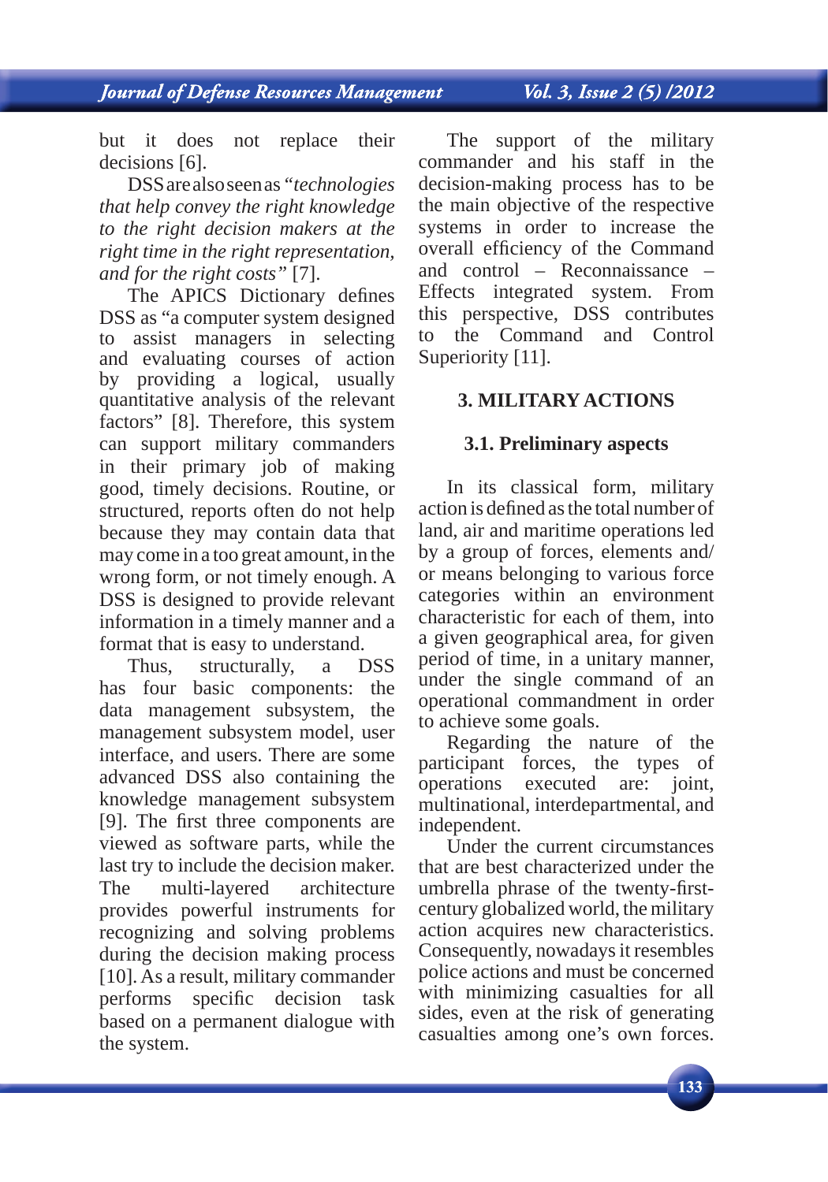but it does not replace their decisions [6].

DSS are also seen as "*technologies that help convey the right knowledge to the right decision makers at the right time in the right representation, and for the right costs"* [7].

The APICS Dictionary defines DSS as "a computer system designed to assist managers in selecting and evaluating courses of action by providing a logical, usually quantitative analysis of the relevant factors" [8]. Therefore, this system can support military commanders in their primary job of making good, timely decisions. Routine, or structured, reports often do not help because they may contain data that may come in a too great amount, in the wrong form, or not timely enough. A DSS is designed to provide relevant information in a timely manner and a format that is easy to understand.

Thus, structurally, a DSS has four basic components: the data management subsystem, the management subsystem model, user interface, and users. There are some advanced DSS also containing the knowledge management subsystem [9]. The first three components are viewed as software parts, while the last try to include the decision maker. The multi-layered architecture provides powerful instruments for recognizing and solving problems during the decision making process [10]. As a result, military commander performs specific decision task based on a permanent dialogue with the system.

The support of the military commander and his staff in the decision-making process has to be the main objective of the respective systems in order to increase the overall efficiency of the Command and control – Reconnaissance – Effects integrated system. From this perspective, DSS contributes to the Command and Control Superiority [11].

## 3. MILITARY ACTIONS

### 3.1. Preliminary aspects

In its classical form, military action is defined as the total number of land, air and maritime operations led by a group of forces, elements and/or means belonging to various force categories within an environment characteristic for each of them, into a given geographical area, for given period of time, in a unitary manner, under the single command of an operational commandment in order to achieve some goals.

Regarding the nature of the participant forces, the types of operations executed are: joint, multinational, interdepartmental, and independent.

Under the current circumstances that are best characterized under the umbrella phrase of the twenty-first-century globalized world, the military action acquires new characteristics. Consequently, nowadays it resembles police actions and must be concerned with minimizing casualties for all sides, even at the risk of generating casualties among one's own forces.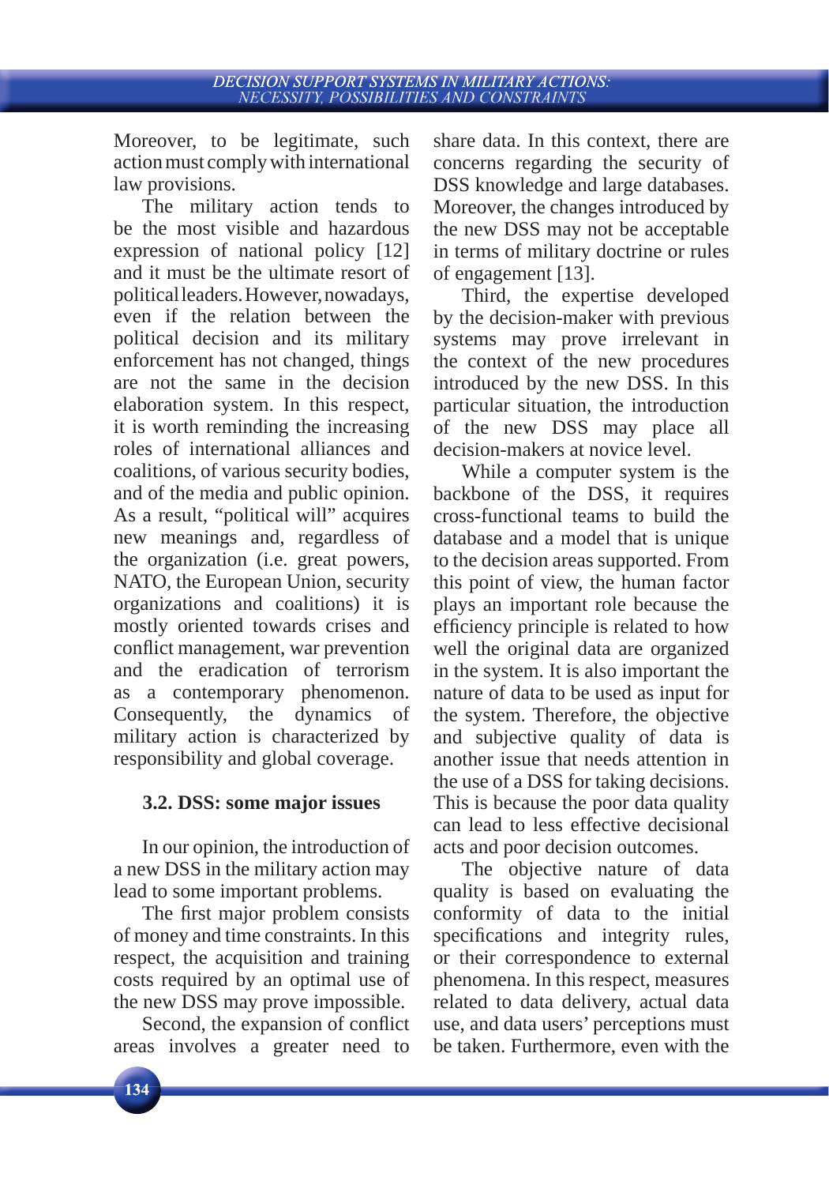Moreover, to be legitimate, such action must comply with international law provisions.

The military action tends to be the most visible and hazardous expression of national policy [12] and it must be the ultimate resort of political leaders. However, nowadays, even if the relation between the political decision and its military enforcement has not changed, things are not the same in the decision elaboration system. In this respect, it is worth reminding the increasing roles of international alliances and coalitions, of various security bodies, and of the media and public opinion. As a result, "political will" acquires new meanings and, regardless of the organization (i.e. great powers, NATO, the European Union, security organizations and coalitions) it is mostly oriented towards crises and conflict management, war prevention and the eradication of terrorism as a contemporary phenomenon. Consequently, the dynamics of military action is characterized by responsibility and global coverage.

### 3.2. DSS: some major issues

In our opinion, the introduction of a new DSS in the military action may lead to some important problems.

The first major problem consists of money and time constraints. In this respect, the acquisition and training costs required by an optimal use of the new DSS may prove impossible.

Second, the expansion of conflict areas involves a greater need to share data. In this context, there are concerns regarding the security of DSS knowledge and large databases. Moreover, the changes introduced by the new DSS may not be acceptable in terms of military doctrine or rules of engagement [13].

Third, the expertise developed by the decision-maker with previous systems may prove irrelevant in the context of the new procedures introduced by the new DSS. In this particular situation, the introduction of the new DSS may place all decision-makers at novice level.

While a computer system is the backbone of the DSS, it requires cross-functional teams to build the database and a model that is unique to the decision areas supported. From this point of view, the human factor plays an important role because the efficiency principle is related to how well the original data are organized in the system. It is also important the nature of data to be used as input for the system. Therefore, the objective and subjective quality of data is another issue that needs attention in the use of a DSS for taking decisions. This is because the poor data quality can lead to less effective decisional acts and poor decision outcomes.

The objective nature of data quality is based on evaluating the conformity of data to the initial specifications and integrity rules, or their correspondence to external phenomena. In this respect, measures related to data delivery, actual data use, and data users' perceptions must be taken. Furthermore, even with the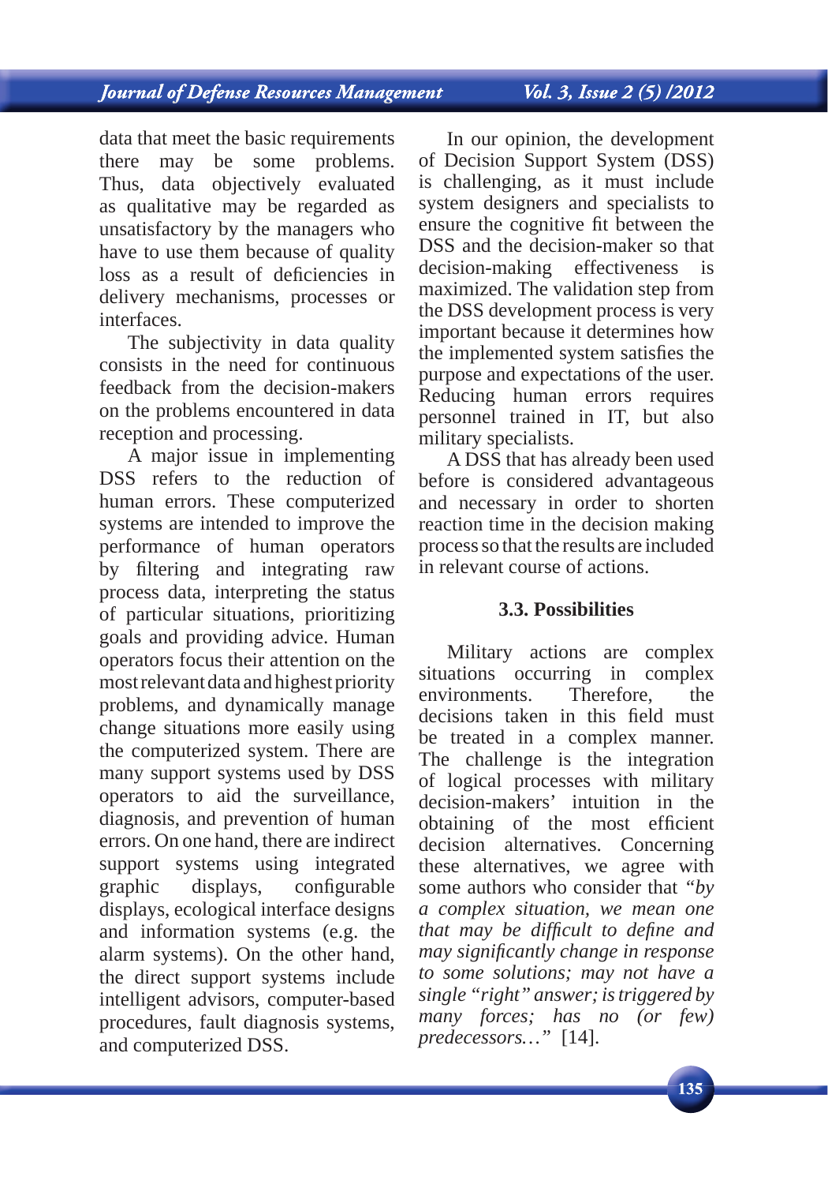data that meet the basic requirements there may be some problems. Thus, data objectively evaluated as qualitative may be regarded as unsatisfactory by the managers who have to use them because of quality loss as a result of deficiencies in delivery mechanisms, processes or interfaces.

The subjectivity in data quality consists in the need for continuous feedback from the decision-makers on the problems encountered in data reception and processing.

A major issue in implementing DSS refers to the reduction of human errors. These computerized systems are intended to improve the performance of human operators by filtering and integrating raw process data, interpreting the status of particular situations, prioritizing goals and providing advice. Human operators focus their attention on the most relevant data and highest priority problems, and dynamically manage change situations more easily using the computerized system. There are many support systems used by DSS operators to aid the surveillance, diagnosis, and prevention of human errors. On one hand, there are indirect support systems using integrated graphic displays, configurable displays, ecological interface designs and information systems (e.g. the alarm systems). On the other hand, the direct support systems include intelligent advisors, computer-based procedures, fault diagnosis systems, and computerized DSS.

In our opinion, the development of Decision Support System (DSS) is challenging, as it must include system designers and specialists to ensure the cognitive fit between the DSS and the decision-maker so that decision-making effectiveness is maximized. The validation step from the DSS development process is very important because it determines how the implemented system satisfies the purpose and expectations of the user. Reducing human errors requires personnel trained in IT, but also military specialists.

A DSS that has already been used before is considered advantageous and necessary in order to shorten reaction time in the decision making process so that the results are included in relevant course of actions.

### 3.3. Possibilities

Military actions are complex situations occurring in complex environments. Therefore, the decisions taken in this field must be treated in a complex manner. The challenge is the integration of logical processes with military decision-makers' intuition in the obtaining of the most efficient decision alternatives. Concerning these alternatives, we agree with some authors who consider that *"by a complex situation, we mean one that may be difficult to define and may significantly change in response to some solutions; may not have a single "right" answer; is triggered by many forces; has no (or few) predecessors…"* [14].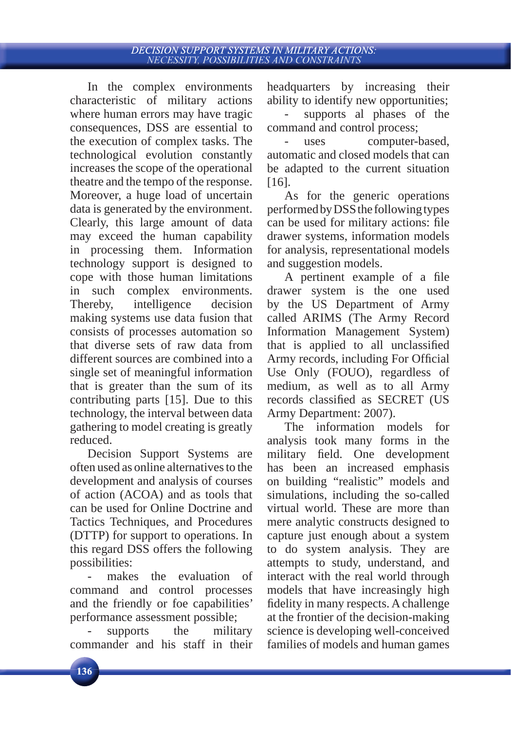In the complex environments characteristic of military actions where human errors may have tragic consequences, DSS are essential to the execution of complex tasks. The technological evolution constantly increases the scope of the operational theatre and the tempo of the response. Moreover, a huge load of uncertain data is generated by the environment. Clearly, this large amount of data may exceed the human capability in processing them. Information technology support is designed to cope with those human limitations in such complex environments. Thereby, intelligence decision making systems use data fusion that consists of processes automation so that diverse sets of raw data from different sources are combined into a single set of meaningful information that is greater than the sum of its contributing parts [15]. Due to this technology, the interval between data gathering to model creating is greatly reduced.

Decision Support Systems are often used as online alternatives to the development and analysis of courses of action (ACOA) and as tools that can be used for Online Doctrine and Tactics Techniques, and Procedures (DTTP) for support to operations. In this regard DSS offers the following possibilities:

- makes the evaluation of command and control processes and the friendly or foe capabilities' performance assessment possible;
- supports the military commander and his staff in their headquarters by increasing their ability to identify new opportunities;
- supports al phases of the command and control process;
- uses computer-based, automatic and closed models that can be adapted to the current situation [16].

As for the generic operations performed by DSS the following types can be used for military actions: file drawer systems, information models for analysis, representational models and suggestion models.

A pertinent example of a file drawer system is the one used by the US Department of Army called ARIMS (The Army Record Information Management System) that is applied to all unclassified Army records, including For Official Use Only (FOUO), regardless of medium, as well as to all Army records classified as SECRET (US Army Department: 2007).

The information models for analysis took many forms in the military field. One development has been an increased emphasis on building "realistic" models and simulations, including the so-called virtual world. These are more than mere analytic constructs designed to capture just enough about a system to do system analysis. They are attempts to study, understand, and interact with the real world through models that have increasingly high fidelity in many respects. A challenge at the frontier of the decision-making science is developing well-conceived families of models and human games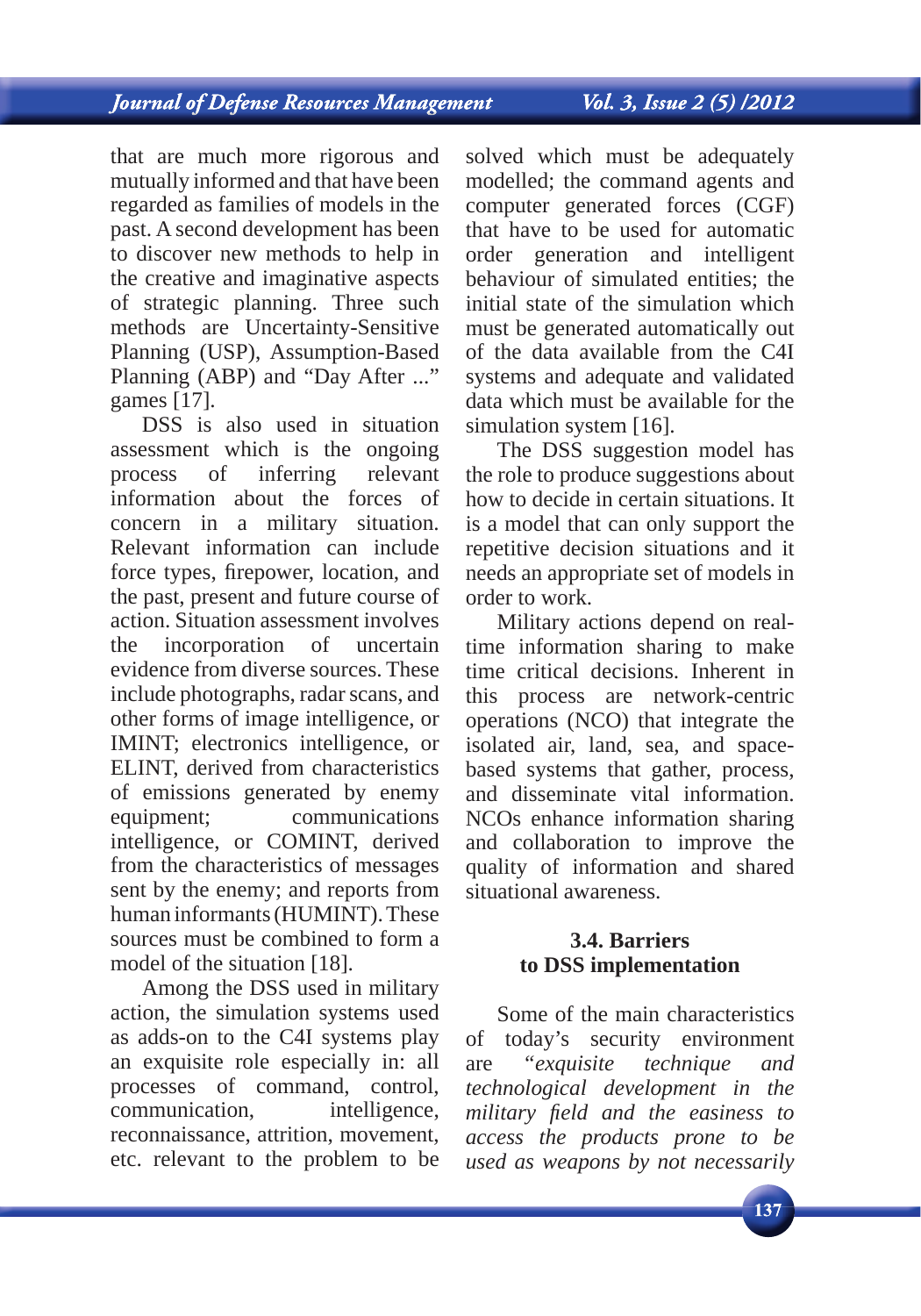that are much more rigorous and mutually informed and that have been regarded as families of models in the past. A second development has been to discover new methods to help in the creative and imaginative aspects of strategic planning. Three such methods are Uncertainty-Sensitive Planning (USP), Assumption-Based Planning (ABP) and "Day After ..." games [17].

DSS is also used in situation assessment which is the ongoing process of inferring relevant information about the forces of concern in a military situation. Relevant information can include force types, firepower, location, and the past, present and future course of action. Situation assessment involves the incorporation of uncertain evidence from diverse sources. These include photographs, radar scans, and other forms of image intelligence, or IMINT; electronics intelligence, or ELINT, derived from characteristics of emissions generated by enemy equipment; communications intelligence, or COMINT, derived from the characteristics of messages sent by the enemy; and reports from human informants (HUMINT). These sources must be combined to form a model of the situation [18].

Among the DSS used in military action, the simulation systems used as adds-on to the C4I systems play an exquisite role especially in: all processes of command, control, communication, intelligence, reconnaissance, attrition, movement, etc. relevant to the problem to be solved which must be adequately modelled; the command agents and computer generated forces (CGF) that have to be used for automatic order generation and intelligent behaviour of simulated entities; the initial state of the simulation which must be generated automatically out of the data available from the C4I systems and adequate and validated data which must be available for the simulation system [16].

The DSS suggestion model has the role to produce suggestions about how to decide in certain situations. It is a model that can only support the repetitive decision situations and it needs an appropriate set of models in order to work.

Military actions depend on real-time information sharing to make time critical decisions. Inherent in this process are network-centric operations (NCO) that integrate the isolated air, land, sea, and space-based systems that gather, process, and disseminate vital information. NCOs enhance information sharing and collaboration to improve the quality of information and shared situational awareness.

### 3.4. Barriers to DSS implementation

Some of the main characteristics of today's security environment are *"exquisite technique and technological development in the military field and the easiness to access the products prone to be used as weapons by not necessarily*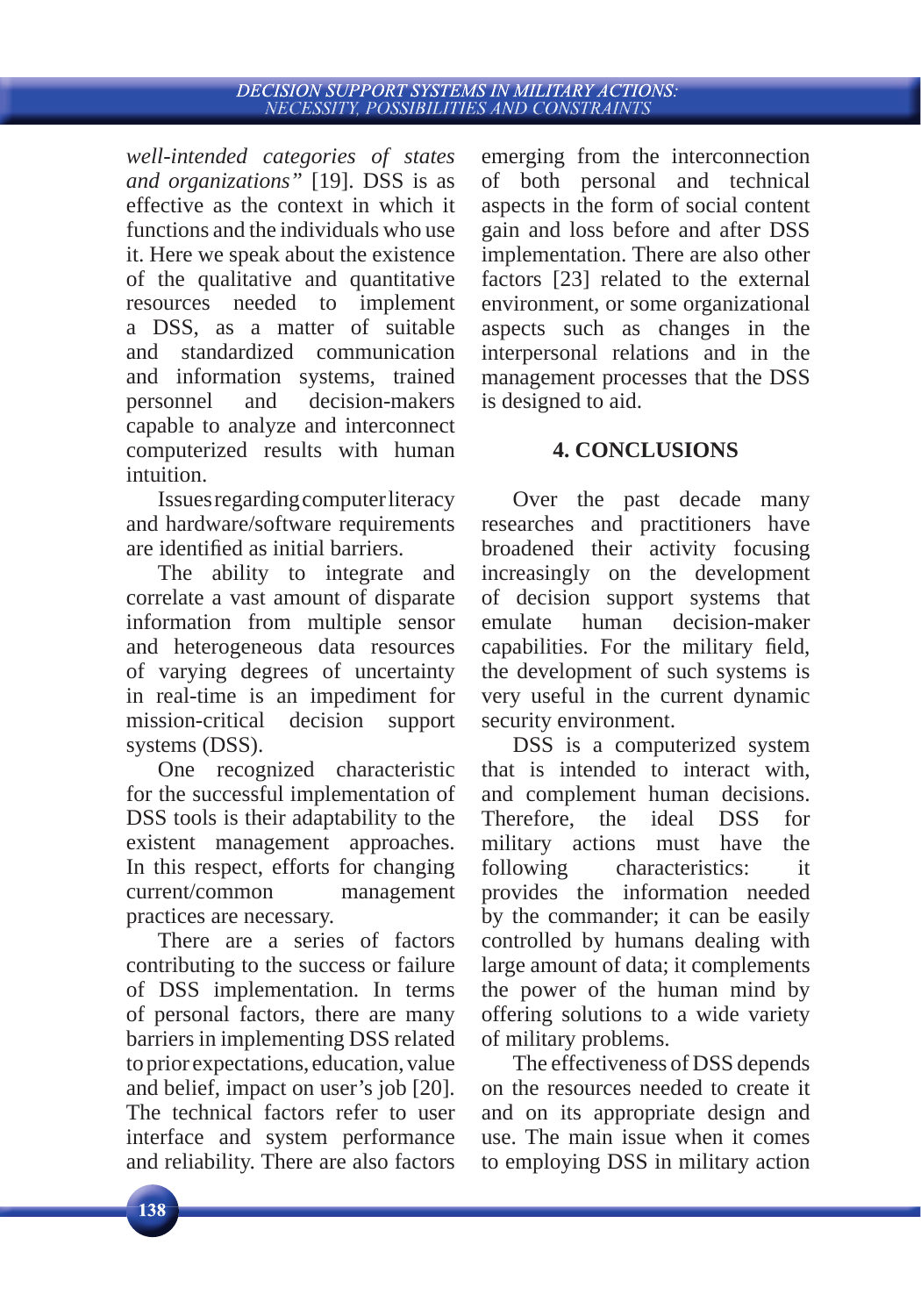*well-intended categories of states and organizations"* [19]. DSS is as effective as the context in which it functions and the individuals who use it. Here we speak about the existence of the qualitative and quantitative resources needed to implement a DSS, as a matter of suitable and standardized communication and information systems, trained personnel and decision-makers capable to analyze and interconnect computerized results with human intuition.

Issues regarding computer literacy and hardware/software requirements are identified as initial barriers.

The ability to integrate and correlate a vast amount of disparate information from multiple sensor and heterogeneous data resources of varying degrees of uncertainty in real-time is an impediment for mission-critical decision support systems (DSS).

One recognized characteristic for the successful implementation of DSS tools is their adaptability to the existent management approaches. In this respect, efforts for changing current/common management practices are necessary.

There are a series of factors contributing to the success or failure of DSS implementation. In terms of personal factors, there are many barriers in implementing DSS related to prior expectations, education, value and belief, impact on user's job [20]. The technical factors refer to user interface and system performance and reliability. There are also factors emerging from the interconnection of both personal and technical aspects in the form of social content gain and loss before and after DSS implementation. There are also other factors [23] related to the external environment, or some organizational aspects such as changes in the interpersonal relations and in the management processes that the DSS is designed to aid.

## 4. CONCLUSIONS

Over the past decade many researches and practitioners have broadened their activity focusing increasingly on the development of decision support systems that emulate human decision-maker capabilities. For the military field, the development of such systems is very useful in the current dynamic security environment.

DSS is a computerized system that is intended to interact with, and complement human decisions. Therefore, the ideal DSS for military actions must have the following characteristics: it provides the information needed by the commander; it can be easily controlled by humans dealing with large amount of data; it complements the power of the human mind by offering solutions to a wide variety of military problems.

The effectiveness of DSS depends on the resources needed to create it and on its appropriate design and use. The main issue when it comes to employing DSS in military action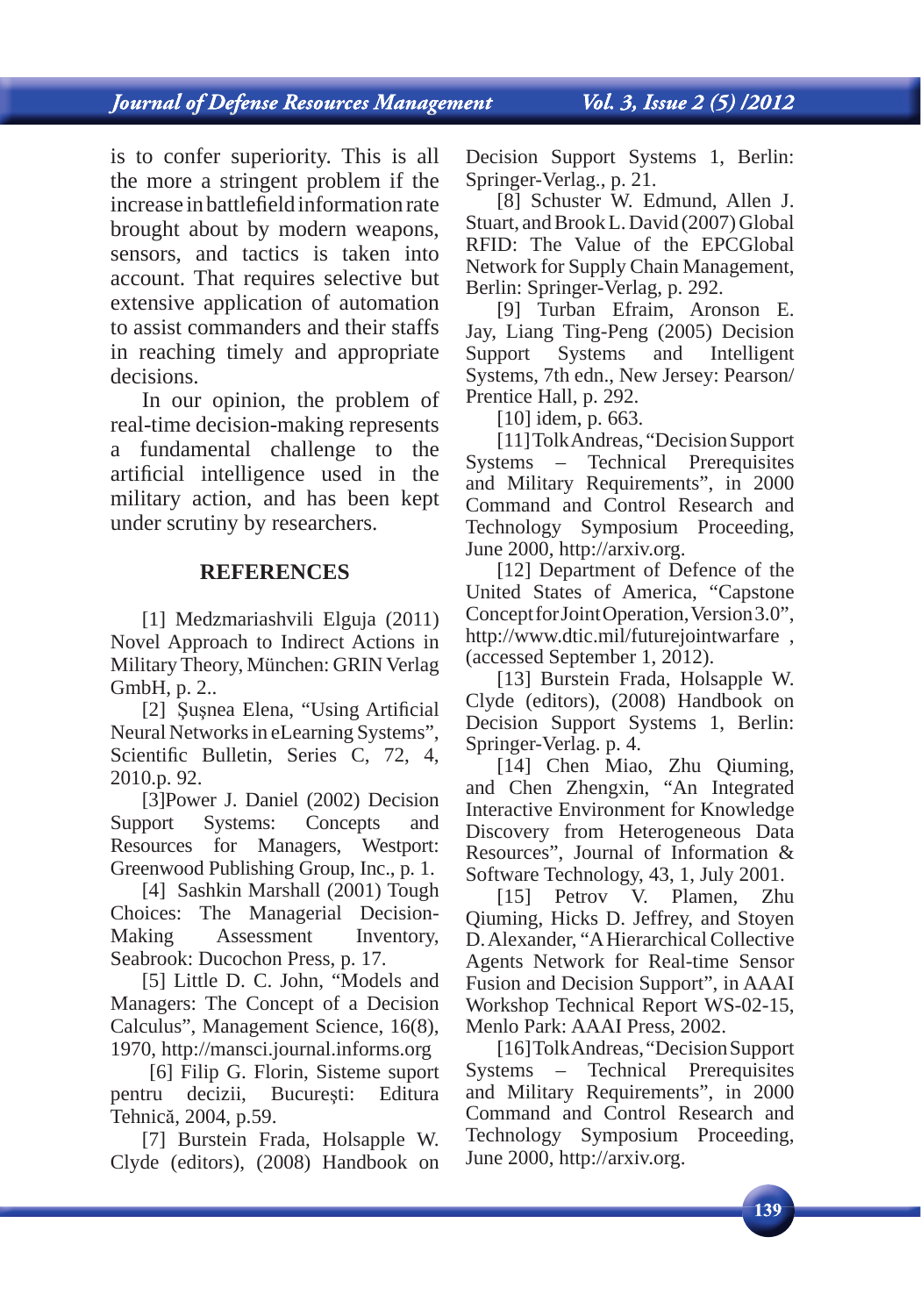is to confer superiority. This is all the more a stringent problem if the increase in battlefield information rate brought about by modern weapons, sensors, and tactics is taken into account. That requires selective but extensive application of automation to assist commanders and their staffs in reaching timely and appropriate decisions.

In our opinion, the problem of real-time decision-making represents a fundamental challenge to the artificial intelligence used in the military action, and has been kept under scrutiny by researchers.

## REFERENCES

[1] Medzmariashvili Elguja (2011) Novel Approach to Indirect Actions in Military Theory, München: GRIN Verlag GmbH, p. 2..

[2] Şuşnea Elena, "Using Artificial Neural Networks in eLearning Systems", Scientific Bulletin, Series C, 72, 4, 2010.p. 92.

[3]Power J. Daniel (2002) Decision Support Systems: Concepts and Resources for Managers, Westport: Greenwood Publishing Group, Inc., p. 1.

[4] Sashkin Marshall (2001) Tough Choices: The Managerial Decision-Making Assessment Inventory, Seabrook: Ducochon Press, p. 17.

[5] Little D. C. John, "Models and Managers: The Concept of a Decision Calculus", Management Science, 16(8), 1970, http://mansci.journal.informs.org

[6] Filip G. Florin, Sisteme suport pentru decizii, Bucureşti: Editura Tehnică, 2004, p.59.

[7] Burstein Frada, Holsapple W. Clyde (editors), (2008) Handbook on Decision Support Systems 1, Berlin: Springer-Verlag., p. 21.

[8] Schuster W. Edmund, Allen J. Stuart, and Brook L. David (2007) Global RFID: The Value of the EPCGlobal Network for Supply Chain Management, Berlin: Springer-Verlag, p. 292.

[9] Turban Efraim, Aronson E. Jay, Liang Ting-Peng (2005) Decision Support Systems and Intelligent Systems, 7th edn., New Jersey: Pearson/ Prentice Hall, p. 292.

[10] idem, p. 663.

[11]Tolk Andreas, "Decision Support Systems – Technical Prerequisites and Military Requirements", in 2000 Command and Control Research and Technology Symposium Proceeding, June 2000, http://arxiv.org.

[12] Department of Defence of the United States of America, "Capstone Concept for Joint Operation, Version 3.0", http://www.dtic.mil/futurejointwarfare , (accessed September 1, 2012).

[13] Burstein Frada, Holsapple W. Clyde (editors), (2008) Handbook on Decision Support Systems 1, Berlin: Springer-Verlag. p. 4.

[14] Chen Miao, Zhu Qiuming, and Chen Zhengxin, "An Integrated Interactive Environment for Knowledge Discovery from Heterogeneous Data Resources", Journal of Information & Software Technology, 43, 1, July 2001.

[15] Petrov V. Plamen, Zhu Qiuming, Hicks D. Jeffrey, and Stoyen D. Alexander, "A Hierarchical Collective Agents Network for Real-time Sensor Fusion and Decision Support", in AAAI Workshop Technical Report WS-02-15, Menlo Park: AAAI Press, 2002.

[16]Tolk Andreas, "Decision Support Systems – Technical Prerequisites and Military Requirements", in 2000 Command and Control Research and Technology Symposium Proceeding, June 2000, http://arxiv.org.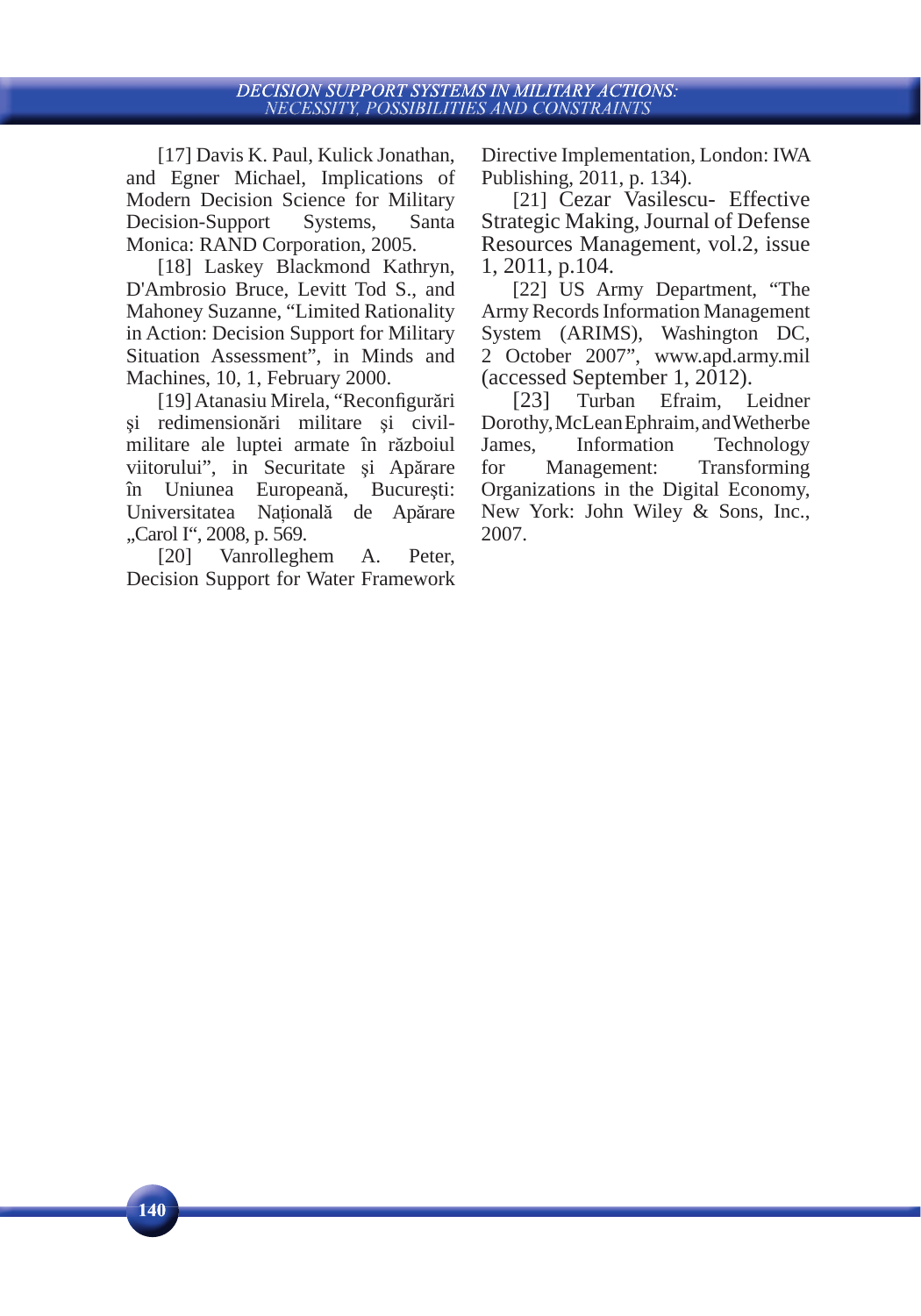[17] Davis K. Paul, Kulick Jonathan, and Egner Michael, Implications of Modern Decision Science for Military Decision-Support Systems, Santa Monica: RAND Corporation, 2005.

[18] Laskey Blackmond Kathryn, D'Ambrosio Bruce, Levitt Tod S., and Mahoney Suzanne, "Limited Rationality in Action: Decision Support for Military Situation Assessment", in Minds and Machines, 10, 1, February 2000.

[19] Atanasiu Mirela, "Reconfigurări şi redimensionări militare şi civil-militare ale luptei armate în războiul viitorului", in Securitate şi Apărare în Uniunea Europeană, Bucureşti: Universitatea Națională de Apărare „Carol I", 2008, p. 569.

[20] Vanrolleghem A. Peter, Decision Support for Water Framework Directive Implementation, London: IWA Publishing, 2011, p. 134).

[21] Cezar Vasilescu- Effective Strategic Making, Journal of Defense Resources Management, vol.2, issue 1, 2011, p.104.

[22] US Army Department, "The Army Records Information Management System (ARIMS), Washington DC, 2 October 2007", www.apd.army.mil (accessed September 1, 2012).

[23] Turban Efraim, Leidner Dorothy, McLean Ephraim, and Wetherbe James, Information Technology for Management: Transforming Organizations in the Digital Economy, New York: John Wiley & Sons, Inc., 2007.